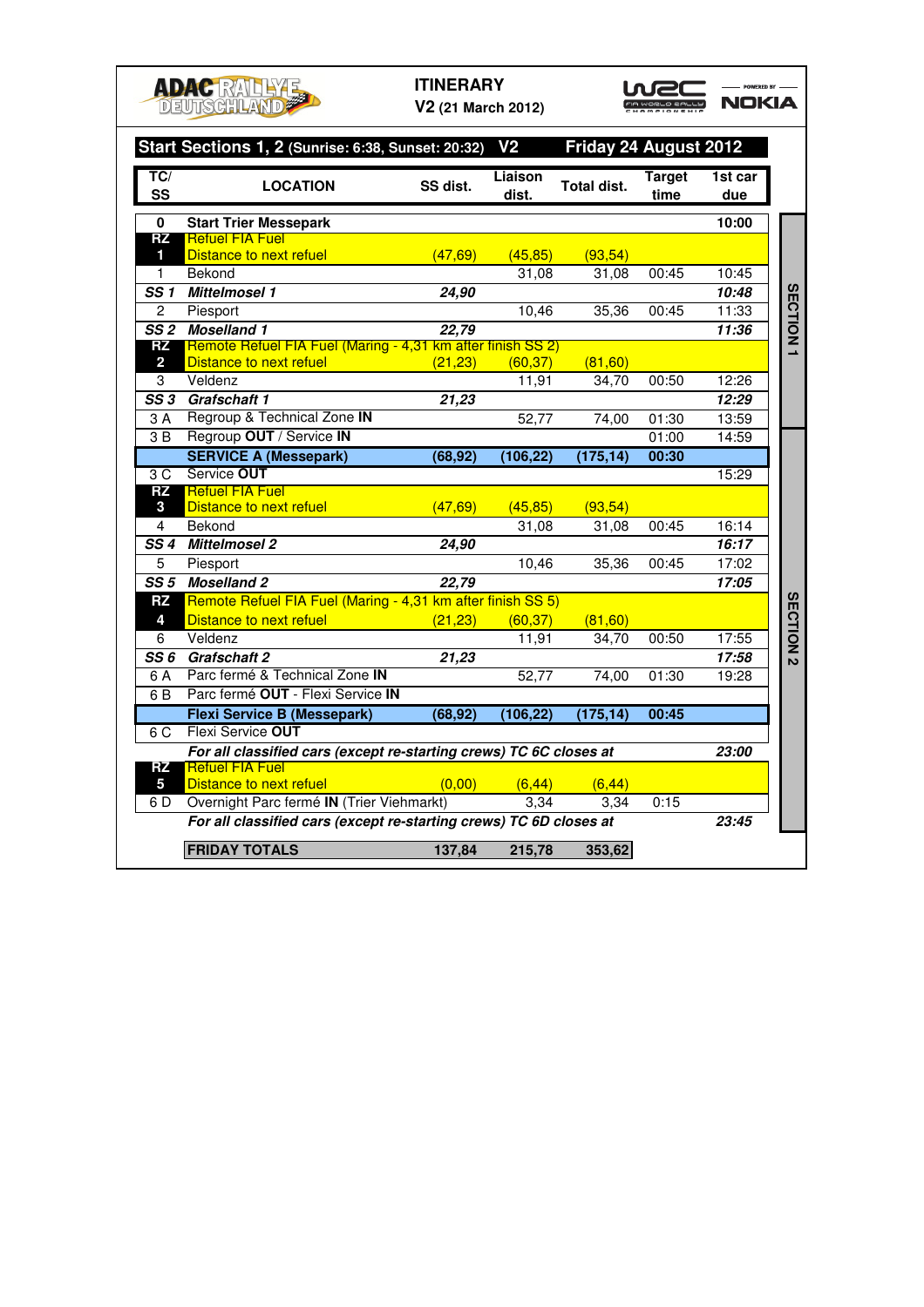**ADAC RALLYE DEUTSCHLAND**

## ITINERARY
**V2** (21 March 2012)

WRC FIA World Rally Championship — Powered by NOKIA

### Start Sections 1, 2 (Sunrise: 6:38, Sunset: 20:32) V2 — Friday 24 August 2012

| TC/ SS | LOCATION | SS dist. | Liaison dist. | Total dist. | Target time | 1st car due | |
|---|---|---|---|---|---|---|---|
| 0 | **Start Trier Messepark** | | | | | **10:00** | SECTION 1 |
| RZ 1 | Refuel FIA Fuel<br>Distance to next refuel | (47,69) | (45,85) | (93,54) | | | SECTION 1 |
| 1 | Bekond | | 31,08 | 31,08 | 00:45 | 10:45 | SECTION 1 |
| ***SS 1*** | ***Mittelmosel 1*** | ***24,90*** | | | | ***10:48*** | SECTION 1 |
| 2 | Piesport | | 10,46 | 35,36 | 00:45 | 11:33 | SECTION 1 |
| ***SS 2*** | ***Moselland 1*** | ***22,79*** | | | | ***11:36*** | SECTION 1 |
| RZ 2 | Remote Refuel FIA Fuel (Maring - 4,31 km after finish SS 2)<br>Distance to next refuel | (21,23) | (60,37) | (81,60) | | | SECTION 1 |
| 3 | Veldenz | | 11,91 | 34,70 | 00:50 | 12:26 | SECTION 1 |
| ***SS 3*** | ***Grafschaft 1*** | ***21,23*** | | | | ***12:29*** | SECTION 1 |
| 3 A | Regroup & Technical Zone **IN** | | 52,77 | 74,00 | 01:30 | 13:59 | SECTION 1 |
| 3 B | Regroup **OUT** / Service **IN** | | | | 01:00 | 14:59 | SECTION 1 |
| | **SERVICE A (Messepark)** | **(68,92)** | **(106,22)** | **(175,14)** | **00:30** | | |
| 3 C | Service **OUT** | | | | | 15:29 | SECTION 2 |
| RZ 3 | Refuel FIA Fuel<br>Distance to next refuel | (47,69) | (45,85) | (93,54) | | | SECTION 2 |
| 4 | Bekond | | 31,08 | 31,08 | 00:45 | 16:14 | SECTION 2 |
| ***SS 4*** | ***Mittelmosel 2*** | ***24,90*** | | | | ***16:17*** | SECTION 2 |
| 5 | Piesport | | 10,46 | 35,36 | 00:45 | 17:02 | SECTION 2 |
| ***SS 5*** | ***Moselland 2*** | ***22,79*** | | | | ***17:05*** | SECTION 2 |
| RZ 4 | Remote Refuel FIA Fuel (Maring - 4,31 km after finish SS 5)<br>Distance to next refuel | (21,23) | (60,37) | (81,60) | | | SECTION 2 |
| 6 | Veldenz | | 11,91 | 34,70 | 00:50 | 17:55 | SECTION 2 |
| ***SS 6*** | ***Grafschaft 2*** | ***21,23*** | | | | ***17:58*** | SECTION 2 |
| 6 A | Parc fermé & Technical Zone **IN** | | 52,77 | 74,00 | 01:30 | 19:28 | SECTION 2 |
| 6 B | Parc fermé **OUT** - Flexi Service **IN** | | | | | | SECTION 2 |
| | **Flexi Service B (Messepark)** | **(68,92)** | **(106,22)** | **(175,14)** | **00:45** | | SECTION 2 |
| 6 C | Flexi Service **OUT** | | | | | | SECTION 2 |
| | ***For all classified cars (except re-starting crews) TC 6C closes at*** | | | | | ***23:00*** | SECTION 2 |
| RZ 5 | Refuel FIA Fuel<br>Distance to next refuel | (0,00) | (6,44) | (6,44) | | | SECTION 2 |
| 6 D | Overnight Parc fermé **IN** (Trier Viehmarkt) | | 3,34 | 3,34 | 0:15 | | SECTION 2 |
| | ***For all classified cars (except re-starting crews) TC 6D closes at*** | | | | | ***23:45*** | SECTION 2 |
| | **FRIDAY TOTALS** | **137,84** | **215,78** | **353,62** | | | |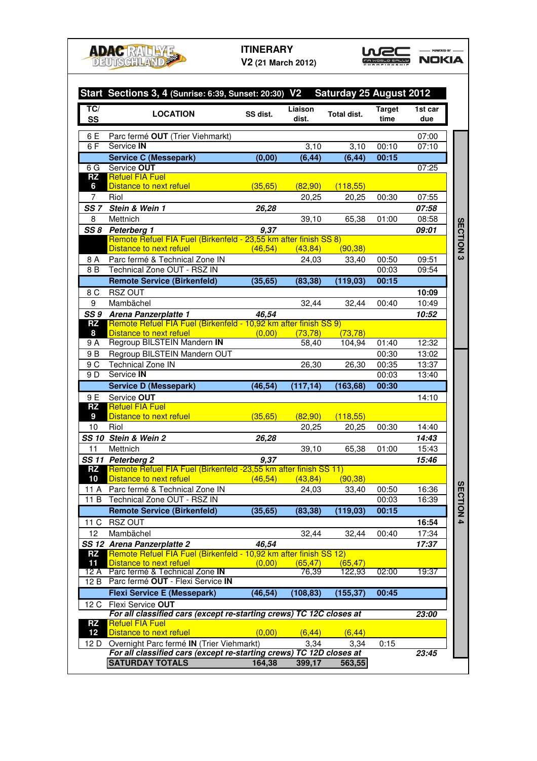**ADAC RALLYE DEUTSCHLAND**

**ITINERARY**
**V2 (21 March 2012)**

WRC FIA World Rally Championship — Powered by NOKIA

## Start Sections 3, 4 (Sunrise: 6:39, Sunset: 20:30) V2 Saturday 25 August 2012

| TC/ SS | LOCATION | SS dist. | Liaison dist. | Total dist. | Target time | 1st car due | |
|---|---|---|---|---|---|---|---|
| 6 E | Parc fermé **OUT** (Trier Viehmarkt) | | | | | 07:00 | SECTION 3 |
| 6 F | Service **IN** | | 3,10 | 3,10 | 00:10 | 07:10 | |
| | **Service C (Messepark)** | **(0,00)** | **(6,44)** | **(6,44)** | **00:15** | | |
| 6 G | Service **OUT** | | | | | 07:25 | |
| **RZ 6** | Refuel FIA Fuel<br>Distance to next refuel | (35,65) | (82,90) | (118,55) | | | |
| 7 | Riol | | 20,25 | 20,25 | 00:30 | 07:55 | |
| ***SS 7*** | ***Stein & Wein 1*** | ***26,28*** | | | | ***07:58*** | |
| 8 | Mettnich | | 39,10 | 65,38 | 01:00 | 08:58 | |
| ***SS 8*** | ***Peterberg 1*** | ***9,37*** | | | | ***09:01*** | |
| | Remote Refuel FIA Fuel (Birkenfeld - 23,55 km after finish SS 8)<br>Distance to next refuel | (46,54) | (43,84) | (90,38) | | | |
| 8 A | Parc fermé & Technical Zone IN | | 24,03 | 33,40 | 00:50 | 09:51 | |
| 8 B | Technical Zone OUT - RSZ IN | | | | 00:03 | 09:54 | |
| | **Remote Service (Birkenfeld)** | **(35,65)** | **(83,38)** | **(119,03)** | **00:15** | | |
| 8 C | RSZ OUT | | | | | **10:09** | |
| 9 | Mambächel | | 32,44 | 32,44 | 00:40 | 10:49 | |
| ***SS 9*** | ***Arena Panzerplatte 1*** | ***46,54*** | | | | ***10:52*** | |
| **RZ 8** | Remote Refuel FIA Fuel (Birkenfeld - 10,92 km after finish SS 9)<br>Distance to next refuel | (0,00) | (73,78) | (73,78) | | | |
| 9 A | Regroup BILSTEIN Mandern **IN** | | 58,40 | 104,94 | 01:40 | 12:32 | |
| 9 B | Regroup BILSTEIN Mandern OUT | | | | 00:30 | 13:02 | SECTION 4 |
| 9 C | Technical Zone IN | | 26,30 | 26,30 | 00:35 | 13:37 | |
| 9 D | Service **IN** | | | | 00:03 | 13:40 | |
| | **Service D (Messepark)** | **(46,54)** | **(117,14)** | **(163,68)** | **00:30** | | |
| 9 E | Service **OUT** | | | | | 14:10 | |
| **RZ 9** | Refuel FIA Fuel<br>Distance to next refuel | (35,65) | (82,90) | (118,55) | | | |
| 10 | Riol | | 20,25 | 20,25 | 00:30 | 14:40 | |
| ***SS 10*** | ***Stein & Wein 2*** | ***26,28*** | | | | ***14:43*** | |
| 11 | Mettnich | | 39,10 | 65,38 | 01:00 | 15:43 | |
| ***SS 11*** | ***Peterberg 2*** | ***9,37*** | | | | ***15:46*** | |
| **RZ 10** | Remote Refuel FIA Fuel (Birkenfeld -23,55 km after finish SS 11)<br>Distance to next refuel | (46,54) | (43,84) | (90,38) | | | |
| 11 A | Parc fermé & Technical Zone IN | | 24,03 | 33,40 | 00:50 | 16:36 | |
| 11 B | Technical Zone OUT - RSZ IN | | | | 00:03 | 16:39 | |
| | **Remote Service (Birkenfeld)** | **(35,65)** | **(83,38)** | **(119,03)** | **00:15** | | |
| 11 C | RSZ OUT | | | | | **16:54** | |
| 12 | Mambächel | | 32,44 | 32,44 | 00:40 | 17:34 | |
| ***SS 12*** | ***Arena Panzerplatte 2*** | ***46,54*** | | | | ***17:37*** | |
| **RZ 11** | Remote Refuel FIA Fuel (Birkenfeld - 10,92 km after finish SS 12)<br>Distance to next refuel | (0,00) | (65,47) | (65,47) | | | |
| 12 A | Parc fermé & Technical Zone **IN** | | 76,39 | 122,93 | 02:00 | 19:37 | |
| 12 B | Parc fermé **OUT** - Flexi Service **IN** | | | | | | |
| | **Flexi Service E (Messepark)** | **(46,54)** | **(108,83)** | **(155,37)** | **00:45** | | |
| 12 C | Flexi Service **OUT** | | | | | | |
| | ***For all classified cars (except re-starting crews) TC 12C closes at*** | | | | | ***23:00*** | |
| **RZ 12** | Refuel FIA Fuel<br>Distance to next refuel | (0,00) | (6,44) | (6,44) | | | |
| 12 D | Overnight Parc fermé **IN** (Trier Viehmarkt) | | 3,34 | 3,34 | 0:15 | | |
| | ***For all classified cars (except re-starting crews) TC 12D closes at*** | | | | | ***23:45*** | |
| | **SATURDAY TOTALS** | **164,38** | **399,17** | **563,55** | | | |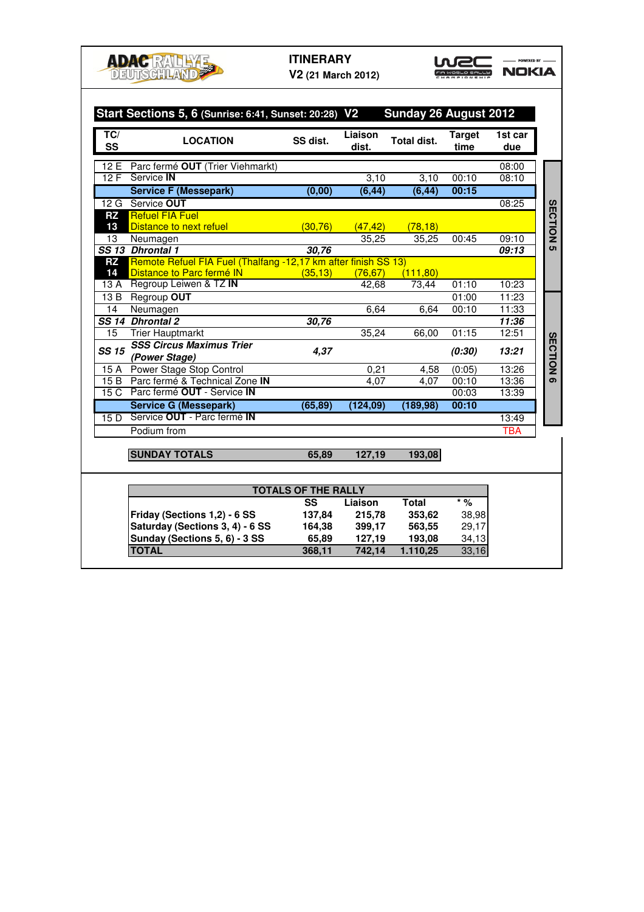**ADAC RALLYE DEUTSCHLAND**

**ITINERARY**
**V2 (21 March 2012)**

**POWERED BY NOKIA**

## Start Sections 5, 6 (Sunrise: 6:41, Sunset: 20:28) V2 — Sunday 26 August 2012

| TC/ SS | LOCATION | SS dist. | Liaison dist. | Total dist. | Target time | 1st car due | |
|---|---|---|---|---|---|---|---|
| 12 E | Parc fermé **OUT** (Trier Viehmarkt) | | | | | 08:00 | SECTION 5 |
| 12 F | Service **IN** | | 3,10 | 3,10 | 00:10 | 08:10 | |
| | **Service F (Messepark)** | **(0,00)** | **(6,44)** | **(6,44)** | **00:15** | | |
| 12 G | Service **OUT** | | | | | 08:25 | |
| **RZ 13** | Refuel FIA Fuel / Distance to next refuel | (30,76) | (47,42) | (78,18) | | | |
| 13 | Neumagen | | 35,25 | 35,25 | 00:45 | 09:10 | |
| ***SS 13*** | ***Dhrontal 1*** | ***30,76*** | | | | ***09:13*** | |
| **RZ 14** | Remote Refuel FIA Fuel (Thalfang -12,17 km after finish SS 13) / Distance to Parc fermé IN | (35,13) | (76,67) | (111,80) | | | |
| 13 A | Regroup Leiwen & TZ **IN** | | 42,68 | 73,44 | 01:10 | 10:23 | |
| 13 B | Regroup **OUT** | | | | 01:00 | 11:23 | SECTION 6 |
| 14 | Neumagen | | 6,64 | 6,64 | 00:10 | 11:33 | |
| ***SS 14*** | ***Dhrontal 2*** | ***30,76*** | | | | ***11:36*** | |
| 15 | Trier Hauptmarkt | | 35,24 | 66,00 | 01:15 | 12:51 | |
| ***SS 15*** | ***SSS Circus Maximus Trier (Power Stage)*** | ***4,37*** | | | ***(0:30)*** | ***13:21*** | |
| 15 A | Power Stage Stop Control | | 0,21 | 4,58 | (0:05) | 13:26 | |
| 15 B | Parc fermé & Technical Zone **IN** | | 4,07 | 4,07 | 00:10 | 13:36 | |
| 15 C | Parc fermé **OUT** - Service **IN** | | | | 00:03 | 13:39 | |
| | **Service G (Messepark)** | **(65,89)** | **(124,09)** | **(189,98)** | **00:10** | | |
| 15 D | Service **OUT** - Parc fermé **IN** | | | | | 13:49 | |
| | Podium from | | | | | TBA | |

| | | | |
|---|---|---|---|
| **SUNDAY TOTALS** | **65,89** | **127,19** | **193,08** |

| TOTALS OF THE RALLY | SS | Liaison | Total | * % |
|---|---|---|---|---|
| **Friday (Sections 1,2) - 6 SS** | **137,84** | **215,78** | **353,62** | 38,98 |
| **Saturday (Sections 3, 4) - 6 SS** | **164,38** | **399,17** | **563,55** | 29,17 |
| **Sunday (Sections 5, 6) - 3 SS** | **65,89** | **127,19** | **193,08** | 34,13 |
| **TOTAL** | **368,11** | **742,14** | **1.110,25** | 33,16 |